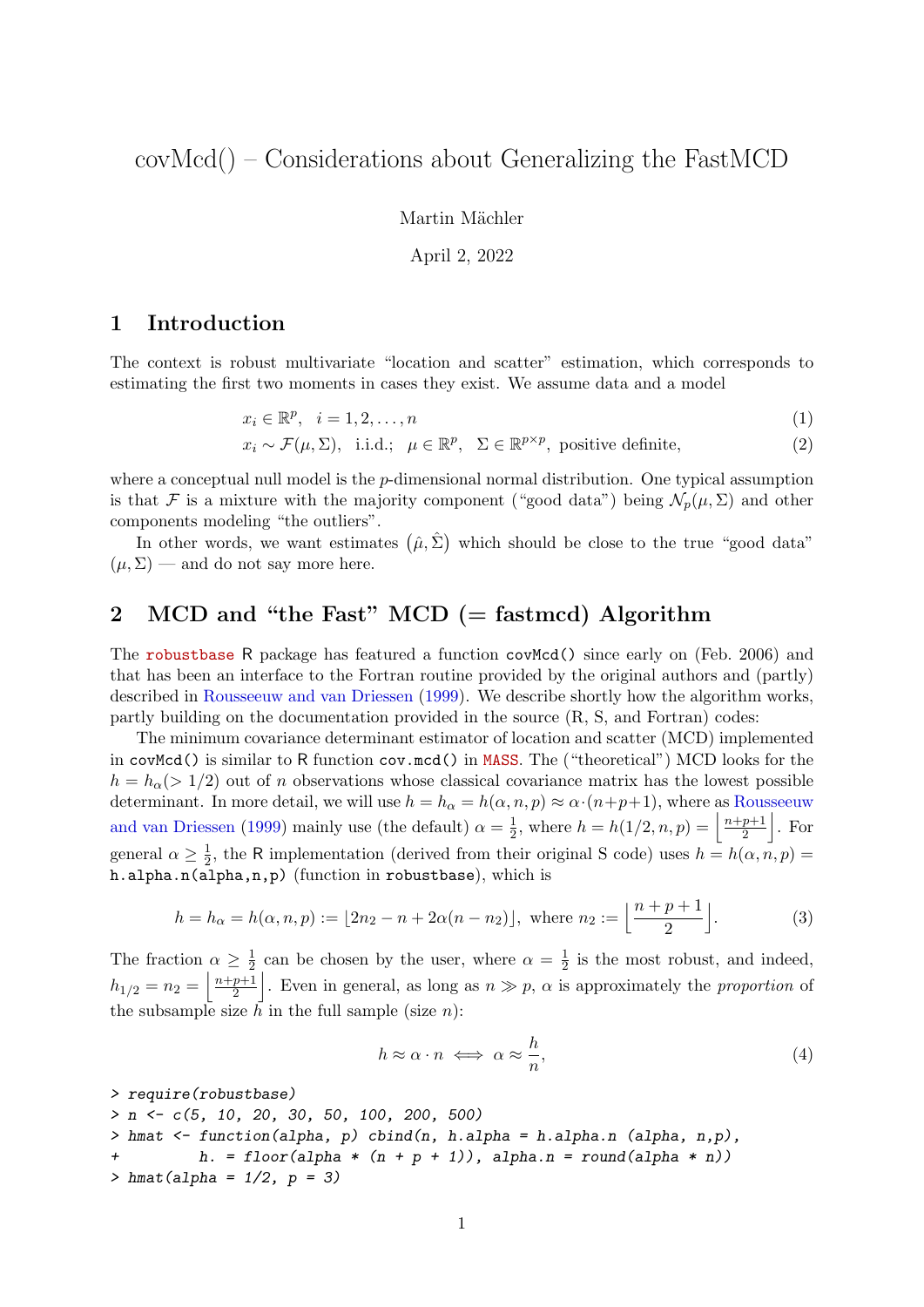# covMcd() – Considerations about Generalizing the FastMCD

Martin Mächler

April 2, 2022

## 1 Introduction

The context is robust multivariate "location and scatter" estimation, which corresponds to estimating the first two moments in cases they exist. We assume data and a model

$$x_i \in \mathbb{R}^p, \quad i = 1, 2, \dots, n \tag{1}$$

$$x_i \sim \mathcal{F}(\mu, \Sigma), \quad \text{i.i.d.}; \quad \mu \in \mathbb{R}^p, \quad \Sigma \in \mathbb{R}^{p \times p}, \text{ positive definite,} \tag{2}$$

where a conceptual null model is the $p$-dimensional normal distribution. One typical assumption is that $\mathcal{F}$ is a mixture with the majority component ("good data") being $\mathcal{N}_p(\mu, \Sigma)$ and other components modeling "the outliers".

In other words, we want estimates $(\hat{\mu}, \hat{\Sigma})$ which should be close to the true "good data" $(\mu, \Sigma)$ — and do not say more here.

## 2 MCD and "the Fast" MCD (= fastmcd) Algorithm

The robustbase R package has featured a function `covMcd()` since early on (Feb. 2006) and that has been an interface to the Fortran routine provided by the original authors and (partly) described in Rousseeuw and van Driessen (1999). We describe shortly how the algorithm works, partly building on the documentation provided in the source (R, S, and Fortran) codes:

The minimum covariance determinant estimator of location and scatter (MCD) implemented in `covMcd()` is similar to R function `cov.mcd()` in MASS. The ("theoretical") MCD looks for the $h = h_\alpha (> 1/2)$ out of $n$ observations whose classical covariance matrix has the lowest possible determinant. In more detail, we will use $h = h_\alpha = h(\alpha, n, p) \approx \alpha \cdot (n+p+1)$, where as Rousseeuw and van Driessen (1999) mainly use (the default) $\alpha = \frac{1}{2}$, where $h = h(1/2, n, p) = \left\lfloor \frac{n+p+1}{2} \right\rfloor$. For general $\alpha \geq \frac{1}{2}$, the R implementation (derived from their original S code) uses $h = h(\alpha, n, p) =$ `h.alpha.n(alpha,n,p)` (function in robustbase), which is

$$h = h_\alpha = h(\alpha, n, p) := \lfloor 2n_2 - n + 2\alpha(n - n_2) \rfloor, \text{ where } n_2 := \left\lfloor \frac{n+p+1}{2} \right\rfloor. \tag{3}$$

The fraction $\alpha \geq \frac{1}{2}$ can be chosen by the user, where $\alpha = \frac{1}{2}$ is the most robust, and indeed, $h_{1/2} = n_2 = \left\lfloor \frac{n+p+1}{2} \right\rfloor$. Even in general, as long as $n \gg p$, $\alpha$ is approximately the *proportion* of the subsample size $h$ in the full sample (size $n$):

$$h \approx \alpha \cdot n \iff \alpha \approx \frac{h}{n}, \tag{4}$$

```
> require(robustbase)
> n <- c(5, 10, 20, 30, 50, 100, 200, 500)
> hmat <- function(alpha, p) cbind(n, h.alpha = h.alpha.n (alpha, n,p),
+         h. = floor(alpha * (n + p + 1)), alpha.n = round(alpha * n))
> hmat(alpha = 1/2, p = 3)
```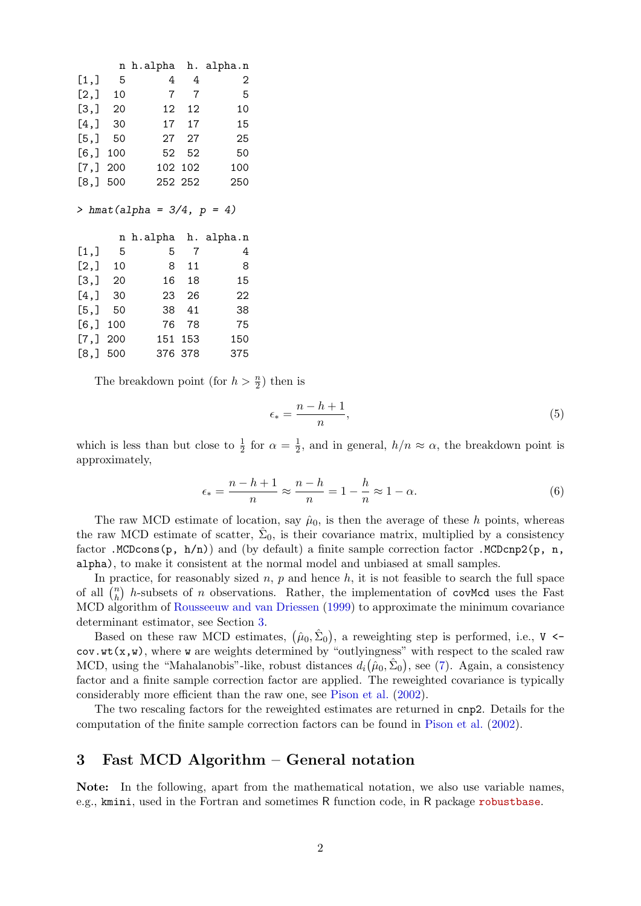```
     n h.alpha  h. alpha.n
[1,]   5       4   4       2
[2,]  10       7   7       5
[3,]  20      12  12      10
[4,]  30      17  17      15
[5,]  50      27  27      25
[6,] 100      52  52      50
[7,] 200     102 102     100
[8,] 500     252 252     250
```

```
> hmat(alpha = 3/4, p = 4)

     n h.alpha  h. alpha.n
[1,]   5       5   7       4
[2,]  10       8  11       8
[3,]  20      16  18      15
[4,]  30      23  26      22
[5,]  50      38  41      38
[6,] 100      76  78      75
[7,] 200     151 153     150
[8,] 500     376 378     375
```

The breakdown point (for $h > \frac{n}{2}$) then is

$$\epsilon_* = \frac{n - h + 1}{n}, \tag{5}$$

which is less than but close to $\frac{1}{2}$ for $\alpha = \frac{1}{2}$, and in general, $h/n \approx \alpha$, the breakdown point is approximately,

$$\epsilon_* = \frac{n - h + 1}{n} \approx \frac{n - h}{n} = 1 - \frac{h}{n} \approx 1 - \alpha. \tag{6}$$

The raw MCD estimate of location, say $\hat{\mu}_0$, is then the average of these $h$ points, whereas the raw MCD estimate of scatter, $\hat{\Sigma}_0$, is their covariance matrix, multiplied by a consistency factor `.MCDcons(p, h/n))` and (by default) a finite sample correction factor `.MCDcnp2(p, n, alpha)`, to make it consistent at the normal model and unbiased at small samples.

In practice, for reasonably sized $n$, $p$ and hence $h$, it is not feasible to search the full space of all $\binom{n}{h}$ $h$-subsets of $n$ observations. Rather, the implementation of `covMcd` uses the Fast MCD algorithm of Rousseeuw and van Driessen (1999) to approximate the minimum covariance determinant estimator, see Section 3.

Based on these raw MCD estimates, $(\hat{\mu}_0, \hat{\Sigma}_0)$, a reweighting step is performed, i.e., `V <- cov.wt(x,w)`, where `w` are weights determined by "outlyingness" with respect to the scaled raw MCD, using the "Mahalanobis"-like, robust distances $d_i(\hat{\mu}_0, \hat{\Sigma}_0)$, see (7). Again, a consistency factor and a finite sample correction factor are applied. The reweighted covariance is typically considerably more efficient than the raw one, see Pison et al. (2002).

The two rescaling factors for the reweighted estimates are returned in `cnp2`. Details for the computation of the finite sample correction factors can be found in Pison et al. (2002).

## 3 Fast MCD Algorithm – General notation

**Note:** In the following, apart from the mathematical notation, we also use variable names, e.g., `kmini`, used in the Fortran and sometimes R function code, in R package robustbase.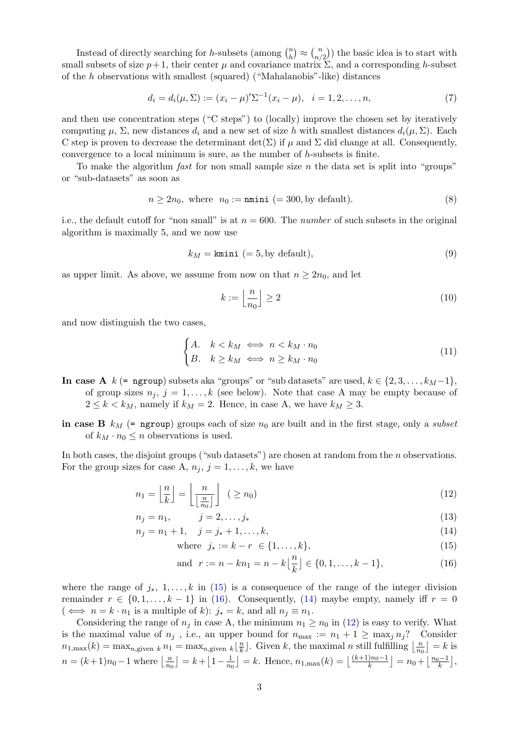Instead of directly searching for $h$-subsets (among $\binom{n}{h} \approx \binom{n}{n/2}$) the basic idea is to start with small subsets of size $p+1$, their center $\mu$ and covariance matrix $\Sigma$, and a corresponding $h$-subset of the $h$ observations with smallest (squared) ("Mahalanobis"-like) distances

$$d_i = d_i(\mu, \Sigma) := (x_i - \mu)' \Sigma^{-1} (x_i - \mu), \quad i = 1, 2, \ldots, n, \tag{7}$$

and then use concentration steps ("C steps") to (locally) improve the chosen set by iteratively computing $\mu$, $\Sigma$, new distances $d_i$ and a new set of size $h$ with smallest distances $d_i(\mu, \Sigma)$. Each C step is proven to decrease the determinant $\det(\Sigma)$ if $\mu$ and $\Sigma$ did change at all. Consequently, convergence to a local minimum is sure, as the number of $h$-subsets is finite.

To make the algorithm *fast* for non small sample size $n$ the data set is split into "groups" or "sub-datasets" as soon as

$$n \geq 2n_0, \text{ where } n_0 := \texttt{nmini} \ (= 300, \text{by default}). \tag{8}$$

i.e., the default cutoff for "non small" is at $n = 600$. The *number* of such subsets in the original algorithm is maximally 5, and we now use

$$k_M = \texttt{kmini} \ (= 5, \text{by default}), \tag{9}$$

as upper limit. As above, we assume from now on that $n \geq 2n_0$, and let

$$k := \left\lfloor \frac{n}{n_0} \right\rfloor \geq 2 \tag{10}$$

and now distinguish the two cases,

$$\begin{cases} A. & k < k_M \iff n < k_M \cdot n_0 \\ B. & k \geq k_M \iff n \geq k_M \cdot n_0 \end{cases} \tag{11}$$

**In case A** $k$ (= `ngroup`) subsets aka "groups" or "sub datasets" are used, $k \in \{2, 3, \ldots, k_M - 1\}$, of group sizes $n_j$, $j = 1, \ldots, k$ (see below). Note that case A may be empty because of $2 \leq k < k_M$, namely if $k_M = 2$. Hence, in case A, we have $k_M \geq 3$.

**in case B** $k_M$ (= `ngroup`) groups each of size $n_0$ are built and in the first stage, only a *subset* of $k_M \cdot n_0 \leq n$ observations is used.

In both cases, the disjoint groups ("sub datasets") are chosen at random from the $n$ observations. For the group sizes for case A, $n_j$, $j = 1, \ldots, k$, we have

$$n_1 = \left\lfloor \frac{n}{k} \right\rfloor = \left\lfloor \frac{n}{\lfloor \frac{n}{n_0} \rfloor} \right\rfloor \quad (\geq n_0) \tag{12}$$

$$n_j = n_1, \qquad j = 2, \ldots, j_* \tag{13}$$

$$n_j = n_1 + 1, \quad j = j_* + 1, \ldots, k, \tag{14}$$

$$\text{where } \ j_* := k - r \ \in \{1, \ldots, k\}, \tag{15}$$

$$\text{and } \ r := n - kn_1 = n - k\left\lfloor \frac{n}{k} \right\rfloor \in \{0, 1, \ldots, k-1\}, \tag{16}$$

where the range of $j_*$, $1, \ldots, k$ in (15) is a consequence of the range of the integer division remainder $r \in \{0, 1, \ldots, k-1\}$ in (16). Consequently, (14) maybe empty, namely iff $r = 0$ ($\iff n = k \cdot n_1$ is a multiple of $k$): $j_* = k$, and all $n_j \equiv n_1$.

Considering the range of $n_j$ in case A, the minimum $n_1 \geq n_0$ in (12) is easy to verify. What is the maximal value of $n_j$ , i.e., an upper bound for $n_{\max} := n_1 + 1 \geq \max_j n_j$? Consider $n_{1,\max}(k) = \max_{n, \text{given } k} n_1 = \max_{n, \text{given } k} \lfloor \frac{n}{k} \rfloor$. Given $k$, the maximal $n$ still fulfilling $\lfloor \frac{n}{n_0} \rfloor = k$ is $n = (k+1)n_0 - 1$ where $\lfloor \frac{n}{n_0} \rfloor = k + \lfloor 1 - \frac{1}{n_0} \rfloor = k$. Hence, $n_{1,\max}(k) = \lfloor \frac{(k+1)n_0 - 1}{k} \rfloor = n_0 + \lfloor \frac{n_0 - 1}{k} \rfloor$,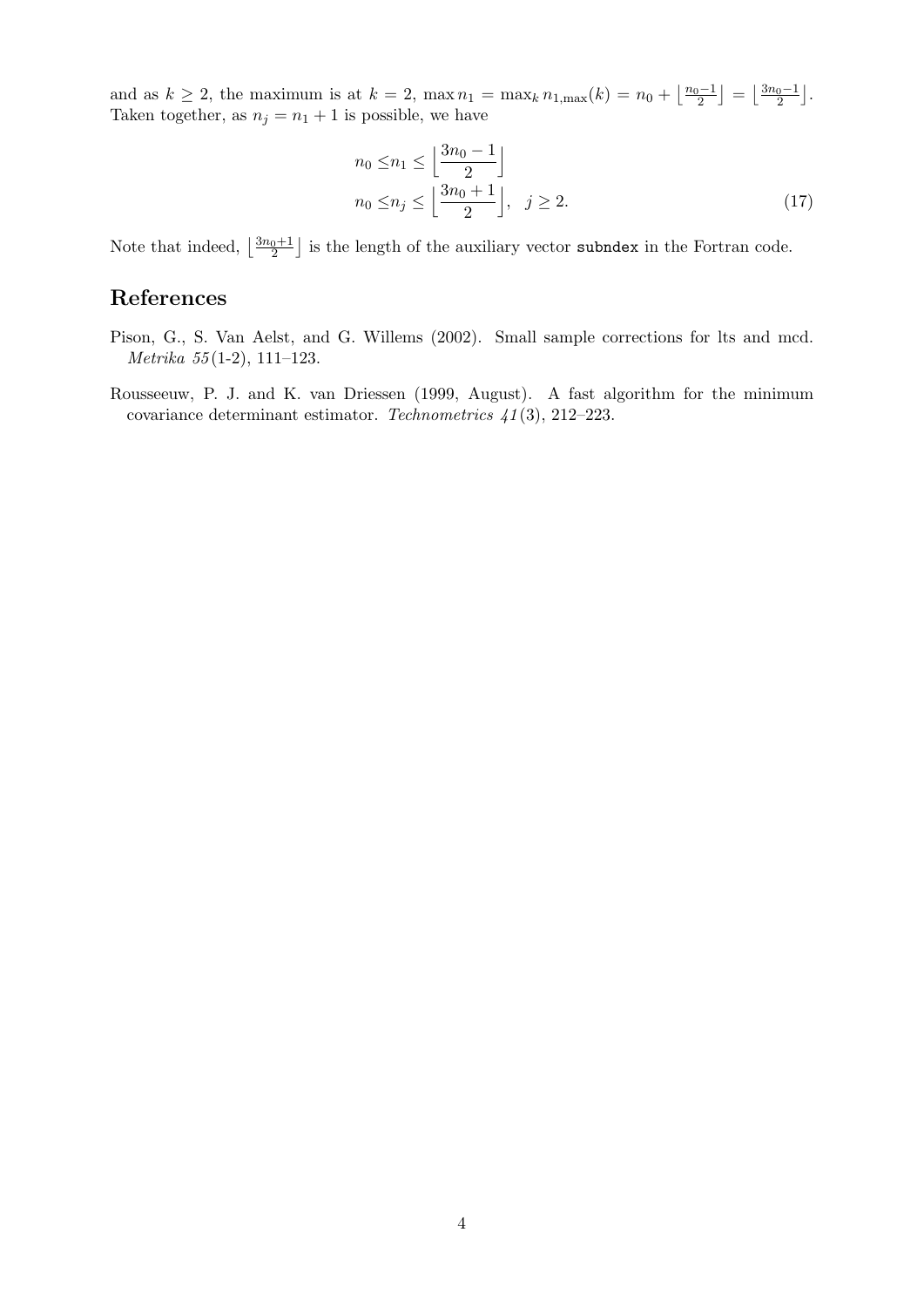and as $k \geq 2$, the maximum is at $k = 2$, $\max n_1 = \max_k n_{1,\max}(k) = n_0 + \left\lfloor \frac{n_0 - 1}{2} \right\rfloor = \left\lfloor \frac{3n_0 - 1}{2} \right\rfloor$. Taken together, as $n_j = n_1 + 1$ is possible, we have

$$
\begin{aligned}
n_0 \leq & n_1 \leq \left\lfloor \frac{3n_0 - 1}{2} \right\rfloor \\
n_0 \leq & n_j \leq \left\lfloor \frac{3n_0 + 1}{2} \right\rfloor, \quad j \geq 2.
\end{aligned} \tag{17}
$$

Note that indeed, $\left\lfloor \frac{3n_0 + 1}{2} \right\rfloor$ is the length of the auxiliary vector `subndex` in the Fortran code.

## References

Pison, G., S. Van Aelst, and G. Willems (2002). Small sample corrections for lts and mcd. *Metrika 55*(1-2), 111–123.

Rousseeuw, P. J. and K. van Driessen (1999, August). A fast algorithm for the minimum covariance determinant estimator. *Technometrics 41*(3), 212–223.